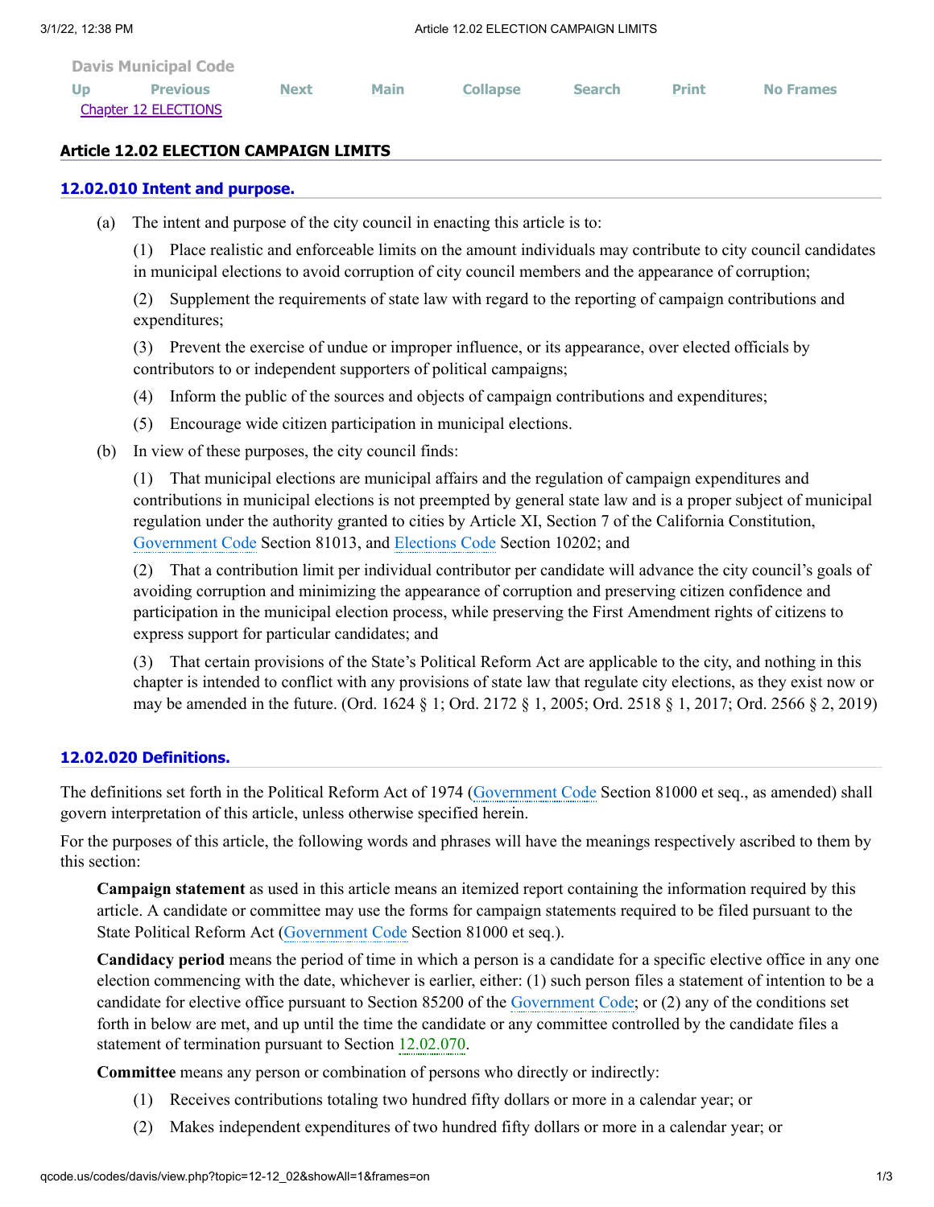Davis Municipal Code

Chapter 12 ELECTIONS

## Article 12.02 ELECTION CAMPAIGN LIMITS

### 12.02.010 Intent and purpose.

(a) The intent and purpose of the city council in enacting this article is to:

(1) Place realistic and enforceable limits on the amount individuals may contribute to city council candidates in municipal elections to avoid corruption of city council members and the appearance of corruption;

(2) Supplement the requirements of state law with regard to the reporting of campaign contributions and expenditures;

(3) Prevent the exercise of undue or improper influence, or its appearance, over elected officials by contributors to or independent supporters of political campaigns;

(4) Inform the public of the sources and objects of campaign contributions and expenditures;

(5) Encourage wide citizen participation in municipal elections.

(b) In view of these purposes, the city council finds:

(1) That municipal elections are municipal affairs and the regulation of campaign expenditures and contributions in municipal elections is not preempted by general state law and is a proper subject of municipal regulation under the authority granted to cities by Article XI, Section 7 of the California Constitution, Government Code Section 81013, and Elections Code Section 10202; and

(2) That a contribution limit per individual contributor per candidate will advance the city council's goals of avoiding corruption and minimizing the appearance of corruption and preserving citizen confidence and participation in the municipal election process, while preserving the First Amendment rights of citizens to express support for particular candidates; and

(3) That certain provisions of the State's Political Reform Act are applicable to the city, and nothing in this chapter is intended to conflict with any provisions of state law that regulate city elections, as they exist now or may be amended in the future. (Ord. 1624 § 1; Ord. 2172 § 1, 2005; Ord. 2518 § 1, 2017; Ord. 2566 § 2, 2019)

### 12.02.020 Definitions.

The definitions set forth in the Political Reform Act of 1974 (Government Code Section 81000 et seq., as amended) shall govern interpretation of this article, unless otherwise specified herein.

For the purposes of this article, the following words and phrases will have the meanings respectively ascribed to them by this section:

**Campaign statement** as used in this article means an itemized report containing the information required by this article. A candidate or committee may use the forms for campaign statements required to be filed pursuant to the State Political Reform Act (Government Code Section 81000 et seq.).

**Candidacy period** means the period of time in which a person is a candidate for a specific elective office in any one election commencing with the date, whichever is earlier, either: (1) such person files a statement of intention to be a candidate for elective office pursuant to Section 85200 of the Government Code; or (2) any of the conditions set forth in below are met, and up until the time the candidate or any committee controlled by the candidate files a statement of termination pursuant to Section 12.02.070.

**Committee** means any person or combination of persons who directly or indirectly:

(1) Receives contributions totaling two hundred fifty dollars or more in a calendar year; or

(2) Makes independent expenditures of two hundred fifty dollars or more in a calendar year; or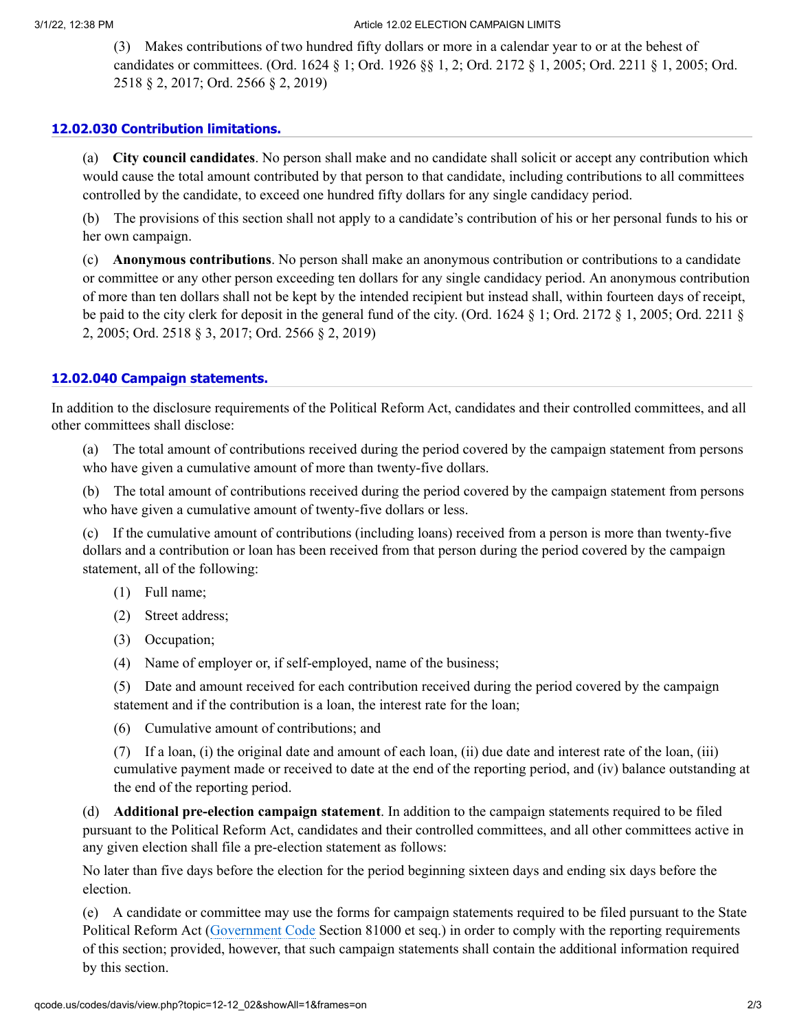(3) Makes contributions of two hundred fifty dollars or more in a calendar year to or at the behest of candidates or committees. (Ord. 1624 § 1; Ord. 1926 §§ 1, 2; Ord. 2172 § 1, 2005; Ord. 2211 § 1, 2005; Ord. 2518 § 2, 2017; Ord. 2566 § 2, 2019)

### 12.02.030 Contribution limitations.

(a) **City council candidates**. No person shall make and no candidate shall solicit or accept any contribution which would cause the total amount contributed by that person to that candidate, including contributions to all committees controlled by the candidate, to exceed one hundred fifty dollars for any single candidacy period.

(b) The provisions of this section shall not apply to a candidate's contribution of his or her personal funds to his or her own campaign.

(c) **Anonymous contributions**. No person shall make an anonymous contribution or contributions to a candidate or committee or any other person exceeding ten dollars for any single candidacy period. An anonymous contribution of more than ten dollars shall not be kept by the intended recipient but instead shall, within fourteen days of receipt, be paid to the city clerk for deposit in the general fund of the city. (Ord. 1624 § 1; Ord. 2172 § 1, 2005; Ord. 2211 § 2, 2005; Ord. 2518 § 3, 2017; Ord. 2566 § 2, 2019)

### 12.02.040 Campaign statements.

In addition to the disclosure requirements of the Political Reform Act, candidates and their controlled committees, and all other committees shall disclose:

(a) The total amount of contributions received during the period covered by the campaign statement from persons who have given a cumulative amount of more than twenty-five dollars.

(b) The total amount of contributions received during the period covered by the campaign statement from persons who have given a cumulative amount of twenty-five dollars or less.

(c) If the cumulative amount of contributions (including loans) received from a person is more than twenty-five dollars and a contribution or loan has been received from that person during the period covered by the campaign statement, all of the following:

(1) Full name;

(2) Street address;

(3) Occupation;

(4) Name of employer or, if self-employed, name of the business;

(5) Date and amount received for each contribution received during the period covered by the campaign statement and if the contribution is a loan, the interest rate for the loan;

(6) Cumulative amount of contributions; and

(7) If a loan, (i) the original date and amount of each loan, (ii) due date and interest rate of the loan, (iii) cumulative payment made or received to date at the end of the reporting period, and (iv) balance outstanding at the end of the reporting period.

(d) **Additional pre-election campaign statement**. In addition to the campaign statements required to be filed pursuant to the Political Reform Act, candidates and their controlled committees, and all other committees active in any given election shall file a pre-election statement as follows:

No later than five days before the election for the period beginning sixteen days and ending six days before the election.

(e) A candidate or committee may use the forms for campaign statements required to be filed pursuant to the State Political Reform Act (Government Code Section 81000 et seq.) in order to comply with the reporting requirements of this section; provided, however, that such campaign statements shall contain the additional information required by this section.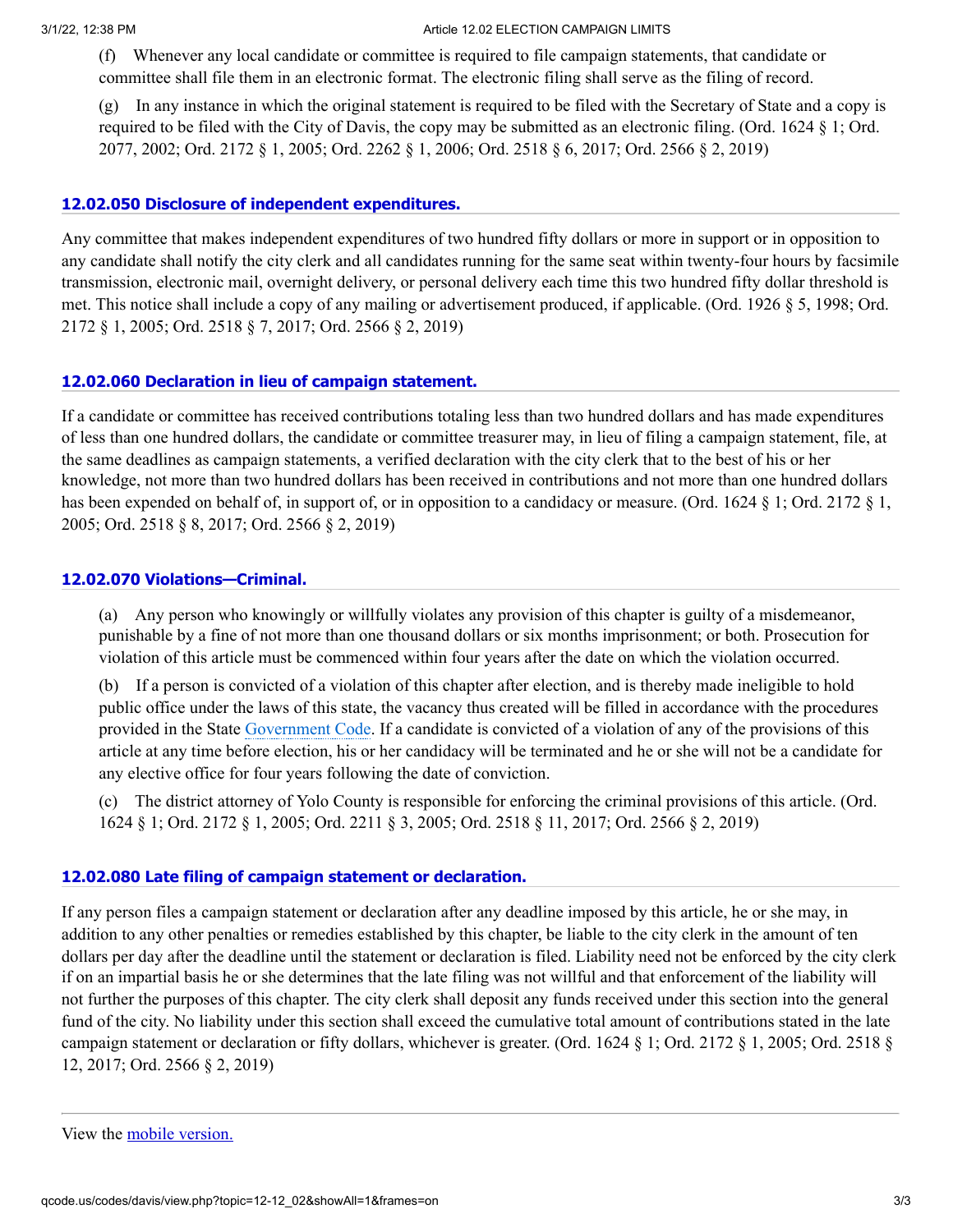(f) Whenever any local candidate or committee is required to file campaign statements, that candidate or committee shall file them in an electronic format. The electronic filing shall serve as the filing of record.

(g) In any instance in which the original statement is required to be filed with the Secretary of State and a copy is required to be filed with the City of Davis, the copy may be submitted as an electronic filing. (Ord. 1624 § 1; Ord. 2077, 2002; Ord. 2172 § 1, 2005; Ord. 2262 § 1, 2006; Ord. 2518 § 6, 2017; Ord. 2566 § 2, 2019)

### 12.02.050 Disclosure of independent expenditures.

Any committee that makes independent expenditures of two hundred fifty dollars or more in support or in opposition to any candidate shall notify the city clerk and all candidates running for the same seat within twenty-four hours by facsimile transmission, electronic mail, overnight delivery, or personal delivery each time this two hundred fifty dollar threshold is met. This notice shall include a copy of any mailing or advertisement produced, if applicable. (Ord. 1926 § 5, 1998; Ord. 2172 § 1, 2005; Ord. 2518 § 7, 2017; Ord. 2566 § 2, 2019)

### 12.02.060 Declaration in lieu of campaign statement.

If a candidate or committee has received contributions totaling less than two hundred dollars and has made expenditures of less than one hundred dollars, the candidate or committee treasurer may, in lieu of filing a campaign statement, file, at the same deadlines as campaign statements, a verified declaration with the city clerk that to the best of his or her knowledge, not more than two hundred dollars has been received in contributions and not more than one hundred dollars has been expended on behalf of, in support of, or in opposition to a candidacy or measure. (Ord. 1624 § 1; Ord. 2172 § 1, 2005; Ord. 2518 § 8, 2017; Ord. 2566 § 2, 2019)

### 12.02.070 Violations—Criminal.

(a) Any person who knowingly or willfully violates any provision of this chapter is guilty of a misdemeanor, punishable by a fine of not more than one thousand dollars or six months imprisonment; or both. Prosecution for violation of this article must be commenced within four years after the date on which the violation occurred.

(b) If a person is convicted of a violation of this chapter after election, and is thereby made ineligible to hold public office under the laws of this state, the vacancy thus created will be filled in accordance with the procedures provided in the State Government Code. If a candidate is convicted of a violation of any of the provisions of this article at any time before election, his or her candidacy will be terminated and he or she will not be a candidate for any elective office for four years following the date of conviction.

(c) The district attorney of Yolo County is responsible for enforcing the criminal provisions of this article. (Ord. 1624 § 1; Ord. 2172 § 1, 2005; Ord. 2211 § 3, 2005; Ord. 2518 § 11, 2017; Ord. 2566 § 2, 2019)

### 12.02.080 Late filing of campaign statement or declaration.

If any person files a campaign statement or declaration after any deadline imposed by this article, he or she may, in addition to any other penalties or remedies established by this chapter, be liable to the city clerk in the amount of ten dollars per day after the deadline until the statement or declaration is filed. Liability need not be enforced by the city clerk if on an impartial basis he or she determines that the late filing was not willful and that enforcement of the liability will not further the purposes of this chapter. The city clerk shall deposit any funds received under this section into the general fund of the city. No liability under this section shall exceed the cumulative total amount of contributions stated in the late campaign statement or declaration or fifty dollars, whichever is greater. (Ord. 1624 § 1; Ord. 2172 § 1, 2005; Ord. 2518 § 12, 2017; Ord. 2566 § 2, 2019)

---

View the mobile version.